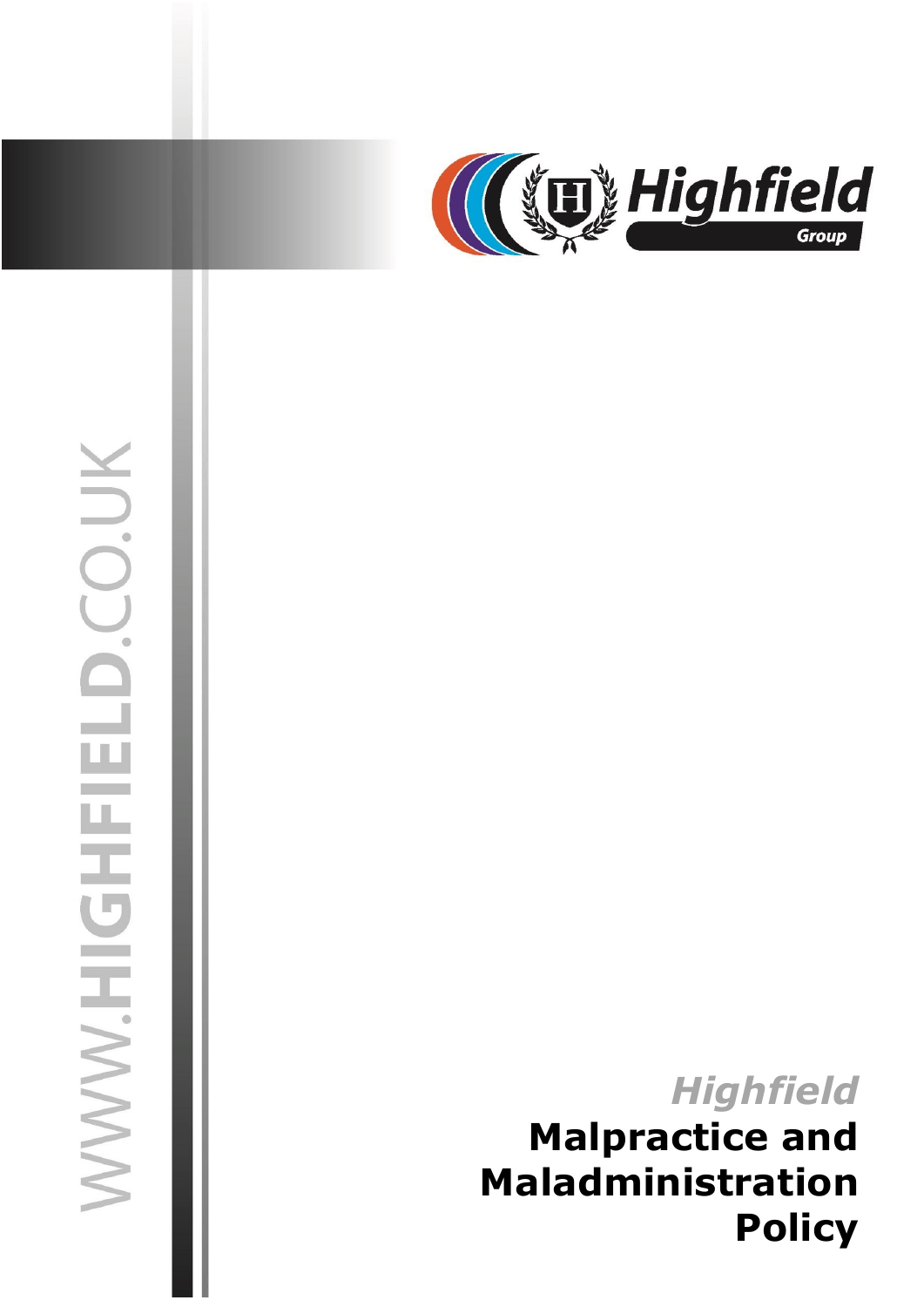WWW.HIGHFIELD.CO.UK

Highfield Group

# *Highfield* Malpractice and Maladministration Policy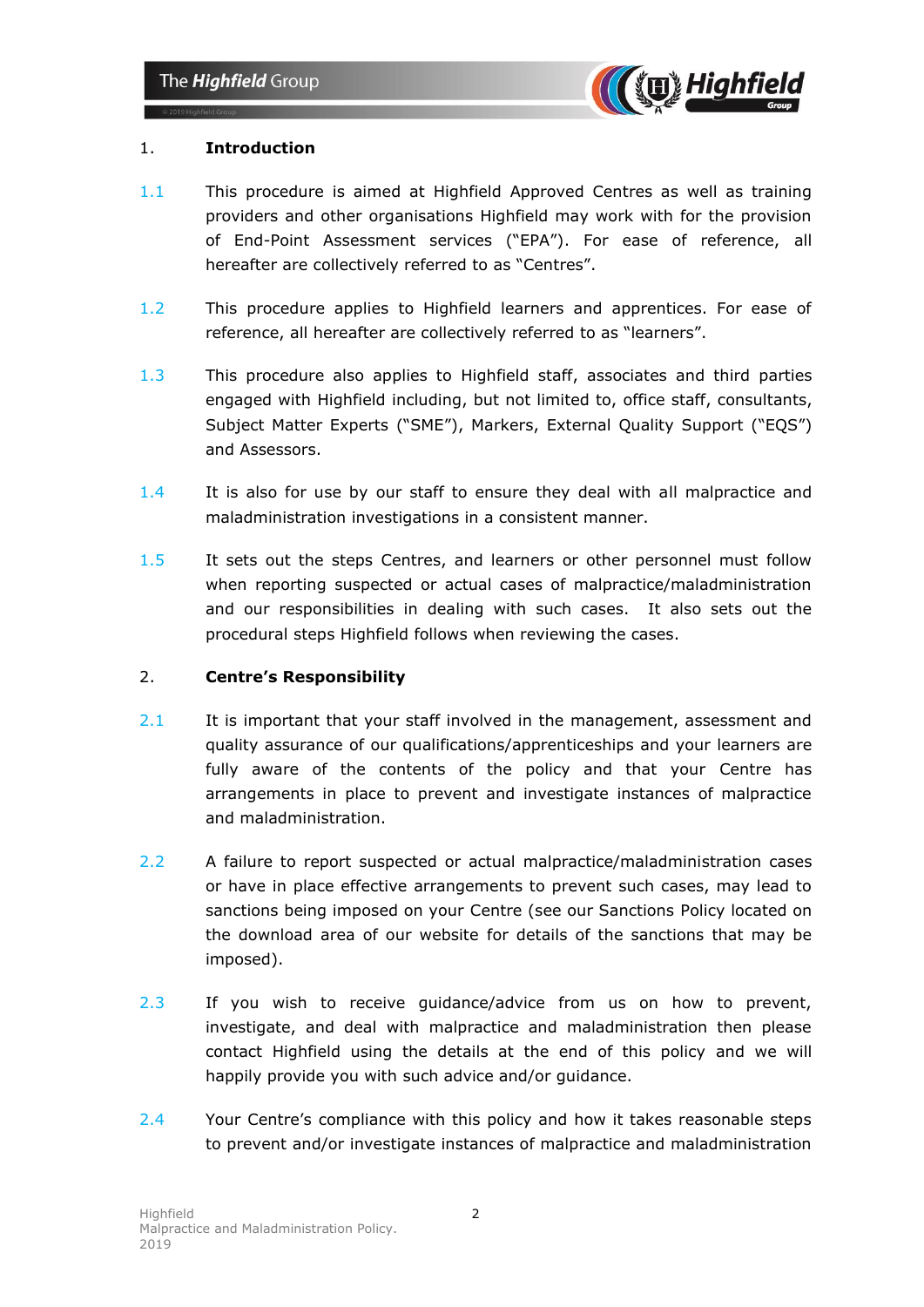## 1. Introduction

1.1 This procedure is aimed at Highfield Approved Centres as well as training providers and other organisations Highfield may work with for the provision of End-Point Assessment services ("EPA"). For ease of reference, all hereafter are collectively referred to as "Centres".

1.2 This procedure applies to Highfield learners and apprentices. For ease of reference, all hereafter are collectively referred to as "learners".

1.3 This procedure also applies to Highfield staff, associates and third parties engaged with Highfield including, but not limited to, office staff, consultants, Subject Matter Experts ("SME"), Markers, External Quality Support ("EQS") and Assessors.

1.4 It is also for use by our staff to ensure they deal with all malpractice and maladministration investigations in a consistent manner.

1.5 It sets out the steps Centres, and learners or other personnel must follow when reporting suspected or actual cases of malpractice/maladministration and our responsibilities in dealing with such cases. It also sets out the procedural steps Highfield follows when reviewing the cases.

## 2. Centre's Responsibility

2.1 It is important that your staff involved in the management, assessment and quality assurance of our qualifications/apprenticeships and your learners are fully aware of the contents of the policy and that your Centre has arrangements in place to prevent and investigate instances of malpractice and maladministration.

2.2 A failure to report suspected or actual malpractice/maladministration cases or have in place effective arrangements to prevent such cases, may lead to sanctions being imposed on your Centre (see our Sanctions Policy located on the download area of our website for details of the sanctions that may be imposed).

2.3 If you wish to receive guidance/advice from us on how to prevent, investigate, and deal with malpractice and maladministration then please contact Highfield using the details at the end of this policy and we will happily provide you with such advice and/or guidance.

2.4 Your Centre's compliance with this policy and how it takes reasonable steps to prevent and/or investigate instances of malpractice and maladministration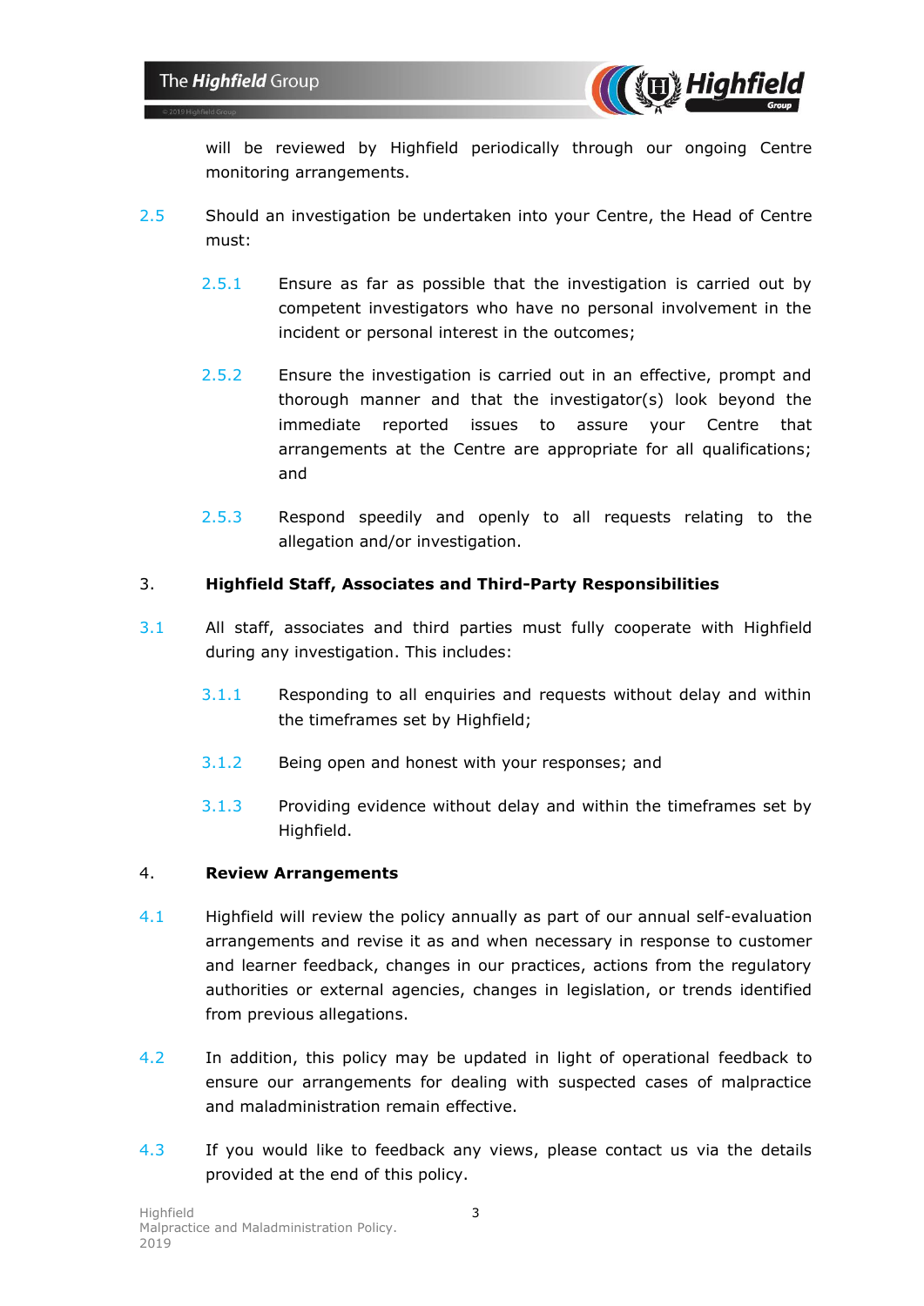will be reviewed by Highfield periodically through our ongoing Centre monitoring arrangements.

2.5 Should an investigation be undertaken into your Centre, the Head of Centre must:

2.5.1 Ensure as far as possible that the investigation is carried out by competent investigators who have no personal involvement in the incident or personal interest in the outcomes;

2.5.2 Ensure the investigation is carried out in an effective, prompt and thorough manner and that the investigator(s) look beyond the immediate reported issues to assure your Centre that arrangements at the Centre are appropriate for all qualifications; and

2.5.3 Respond speedily and openly to all requests relating to the allegation and/or investigation.

## 3. Highfield Staff, Associates and Third-Party Responsibilities

3.1 All staff, associates and third parties must fully cooperate with Highfield during any investigation. This includes:

3.1.1 Responding to all enquiries and requests without delay and within the timeframes set by Highfield;

3.1.2 Being open and honest with your responses; and

3.1.3 Providing evidence without delay and within the timeframes set by Highfield.

## 4. Review Arrangements

4.1 Highfield will review the policy annually as part of our annual self-evaluation arrangements and revise it as and when necessary in response to customer and learner feedback, changes in our practices, actions from the regulatory authorities or external agencies, changes in legislation, or trends identified from previous allegations.

4.2 In addition, this policy may be updated in light of operational feedback to ensure our arrangements for dealing with suspected cases of malpractice and maladministration remain effective.

4.3 If you would like to feedback any views, please contact us via the details provided at the end of this policy.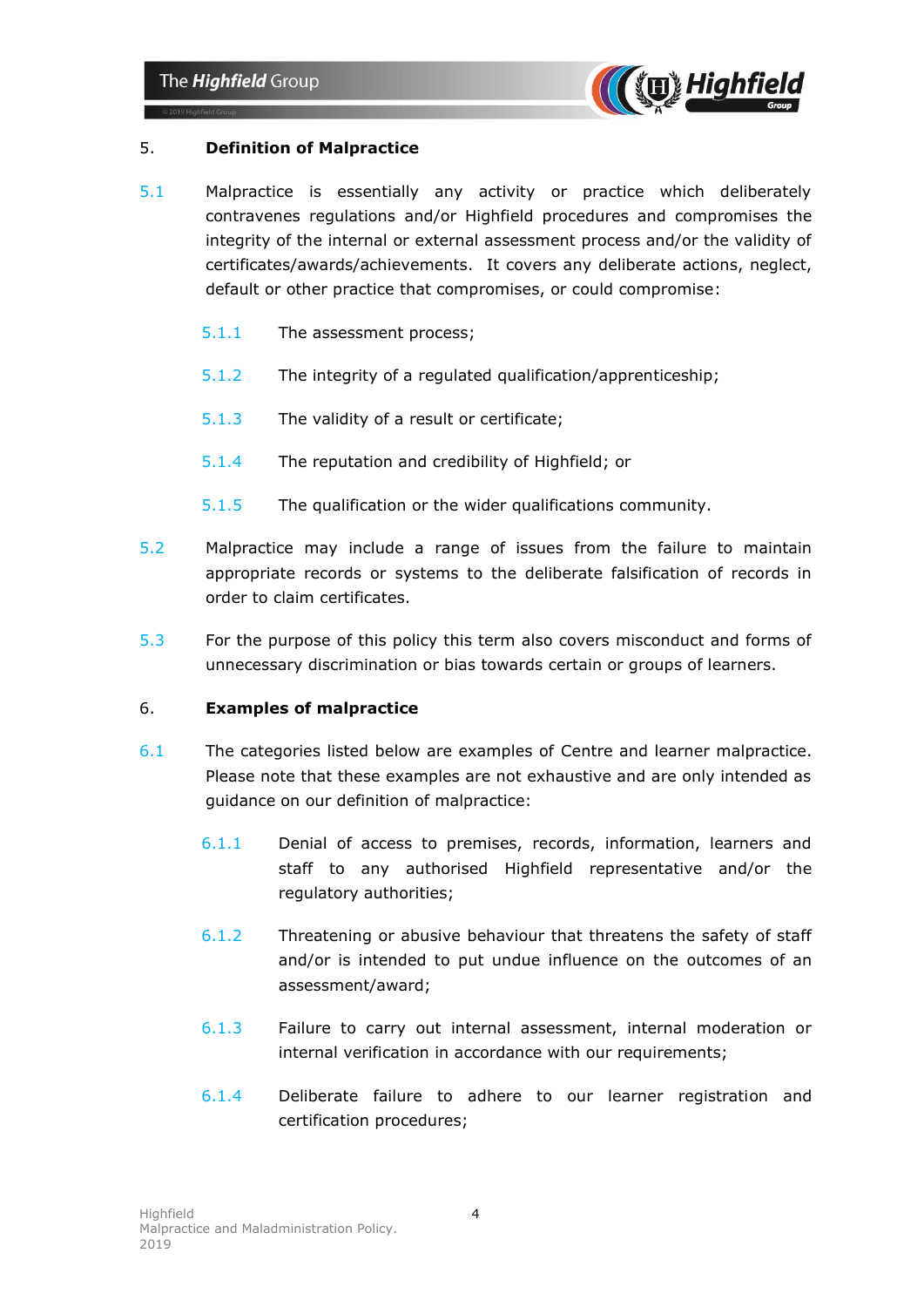## 5. Definition of Malpractice

5.1 Malpractice is essentially any activity or practice which deliberately contravenes regulations and/or Highfield procedures and compromises the integrity of the internal or external assessment process and/or the validity of certificates/awards/achievements. It covers any deliberate actions, neglect, default or other practice that compromises, or could compromise:

- 5.1.1 The assessment process;
- 5.1.2 The integrity of a regulated qualification/apprenticeship;
- 5.1.3 The validity of a result or certificate;
- 5.1.4 The reputation and credibility of Highfield; or
- 5.1.5 The qualification or the wider qualifications community.

5.2 Malpractice may include a range of issues from the failure to maintain appropriate records or systems to the deliberate falsification of records in order to claim certificates.

5.3 For the purpose of this policy this term also covers misconduct and forms of unnecessary discrimination or bias towards certain or groups of learners.

## 6. Examples of malpractice

6.1 The categories listed below are examples of Centre and learner malpractice. Please note that these examples are not exhaustive and are only intended as guidance on our definition of malpractice:

- 6.1.1 Denial of access to premises, records, information, learners and staff to any authorised Highfield representative and/or the regulatory authorities;
- 6.1.2 Threatening or abusive behaviour that threatens the safety of staff and/or is intended to put undue influence on the outcomes of an assessment/award;
- 6.1.3 Failure to carry out internal assessment, internal moderation or internal verification in accordance with our requirements;
- 6.1.4 Deliberate failure to adhere to our learner registration and certification procedures;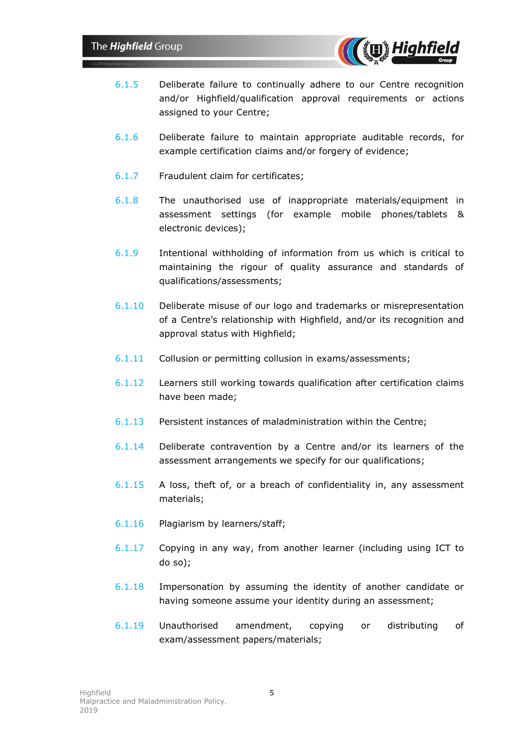6.1.5 Deliberate failure to continually adhere to our Centre recognition and/or Highfield/qualification approval requirements or actions assigned to your Centre;

6.1.6 Deliberate failure to maintain appropriate auditable records, for example certification claims and/or forgery of evidence;

6.1.7 Fraudulent claim for certificates;

6.1.8 The unauthorised use of inappropriate materials/equipment in assessment settings (for example mobile phones/tablets & electronic devices);

6.1.9 Intentional withholding of information from us which is critical to maintaining the rigour of quality assurance and standards of qualifications/assessments;

6.1.10 Deliberate misuse of our logo and trademarks or misrepresentation of a Centre's relationship with Highfield, and/or its recognition and approval status with Highfield;

6.1.11 Collusion or permitting collusion in exams/assessments;

6.1.12 Learners still working towards qualification after certification claims have been made;

6.1.13 Persistent instances of maladministration within the Centre;

6.1.14 Deliberate contravention by a Centre and/or its learners of the assessment arrangements we specify for our qualifications;

6.1.15 A loss, theft of, or a breach of confidentiality in, any assessment materials;

6.1.16 Plagiarism by learners/staff;

6.1.17 Copying in any way, from another learner (including using ICT to do so);

6.1.18 Impersonation by assuming the identity of another candidate or having someone assume your identity during an assessment;

6.1.19 Unauthorised amendment, copying or distributing of exam/assessment papers/materials;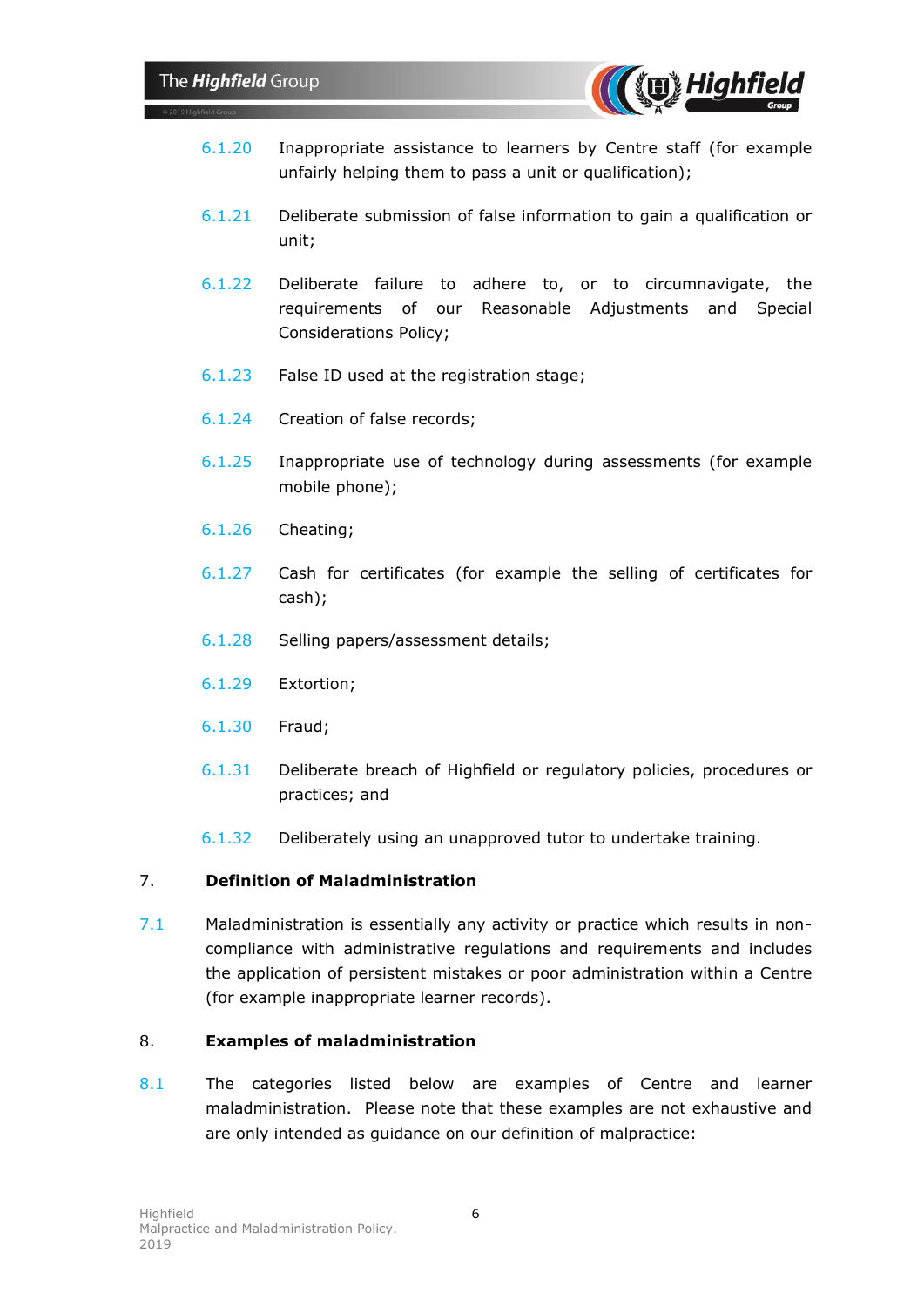6.1.20 Inappropriate assistance to learners by Centre staff (for example unfairly helping them to pass a unit or qualification);

6.1.21 Deliberate submission of false information to gain a qualification or unit;

6.1.22 Deliberate failure to adhere to, or to circumnavigate, the requirements of our Reasonable Adjustments and Special Considerations Policy;

6.1.23 False ID used at the registration stage;

6.1.24 Creation of false records;

6.1.25 Inappropriate use of technology during assessments (for example mobile phone);

6.1.26 Cheating;

6.1.27 Cash for certificates (for example the selling of certificates for cash);

6.1.28 Selling papers/assessment details;

6.1.29 Extortion;

6.1.30 Fraud;

6.1.31 Deliberate breach of Highfield or regulatory policies, procedures or practices; and

6.1.32 Deliberately using an unapproved tutor to undertake training.

## 7. Definition of Maladministration

7.1 Maladministration is essentially any activity or practice which results in non-compliance with administrative regulations and requirements and includes the application of persistent mistakes or poor administration within a Centre (for example inappropriate learner records).

## 8. Examples of maladministration

8.1 The categories listed below are examples of Centre and learner maladministration. Please note that these examples are not exhaustive and are only intended as guidance on our definition of malpractice: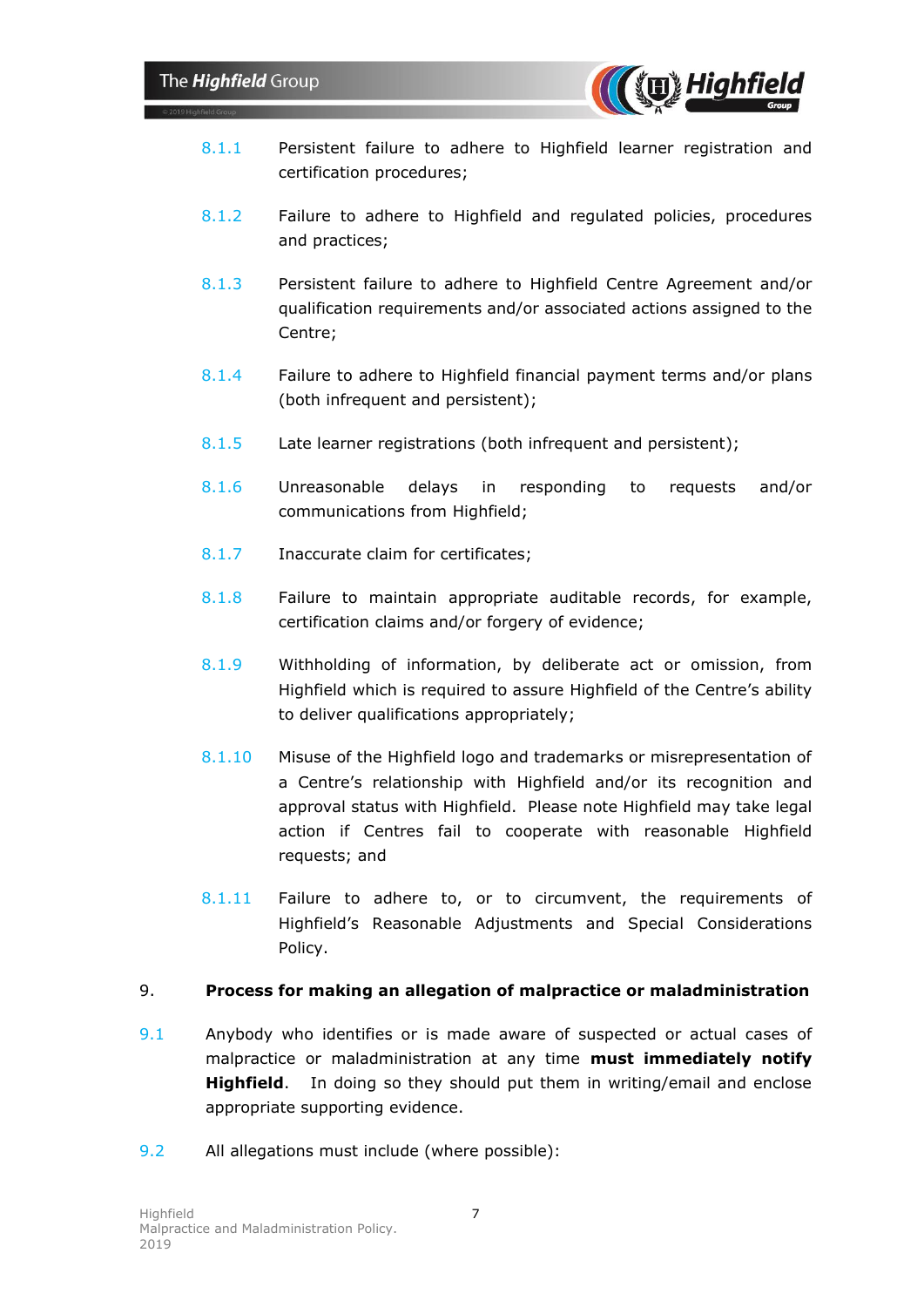8.1.1 Persistent failure to adhere to Highfield learner registration and certification procedures;

8.1.2 Failure to adhere to Highfield and regulated policies, procedures and practices;

8.1.3 Persistent failure to adhere to Highfield Centre Agreement and/or qualification requirements and/or associated actions assigned to the Centre;

8.1.4 Failure to adhere to Highfield financial payment terms and/or plans (both infrequent and persistent);

8.1.5 Late learner registrations (both infrequent and persistent);

8.1.6 Unreasonable delays in responding to requests and/or communications from Highfield;

8.1.7 Inaccurate claim for certificates;

8.1.8 Failure to maintain appropriate auditable records, for example, certification claims and/or forgery of evidence;

8.1.9 Withholding of information, by deliberate act or omission, from Highfield which is required to assure Highfield of the Centre's ability to deliver qualifications appropriately;

8.1.10 Misuse of the Highfield logo and trademarks or misrepresentation of a Centre's relationship with Highfield and/or its recognition and approval status with Highfield. Please note Highfield may take legal action if Centres fail to cooperate with reasonable Highfield requests; and

8.1.11 Failure to adhere to, or to circumvent, the requirements of Highfield's Reasonable Adjustments and Special Considerations Policy.

## 9. Process for making an allegation of malpractice or maladministration

9.1 Anybody who identifies or is made aware of suspected or actual cases of malpractice or maladministration at any time **must immediately notify Highfield**. In doing so they should put them in writing/email and enclose appropriate supporting evidence.

9.2 All allegations must include (where possible):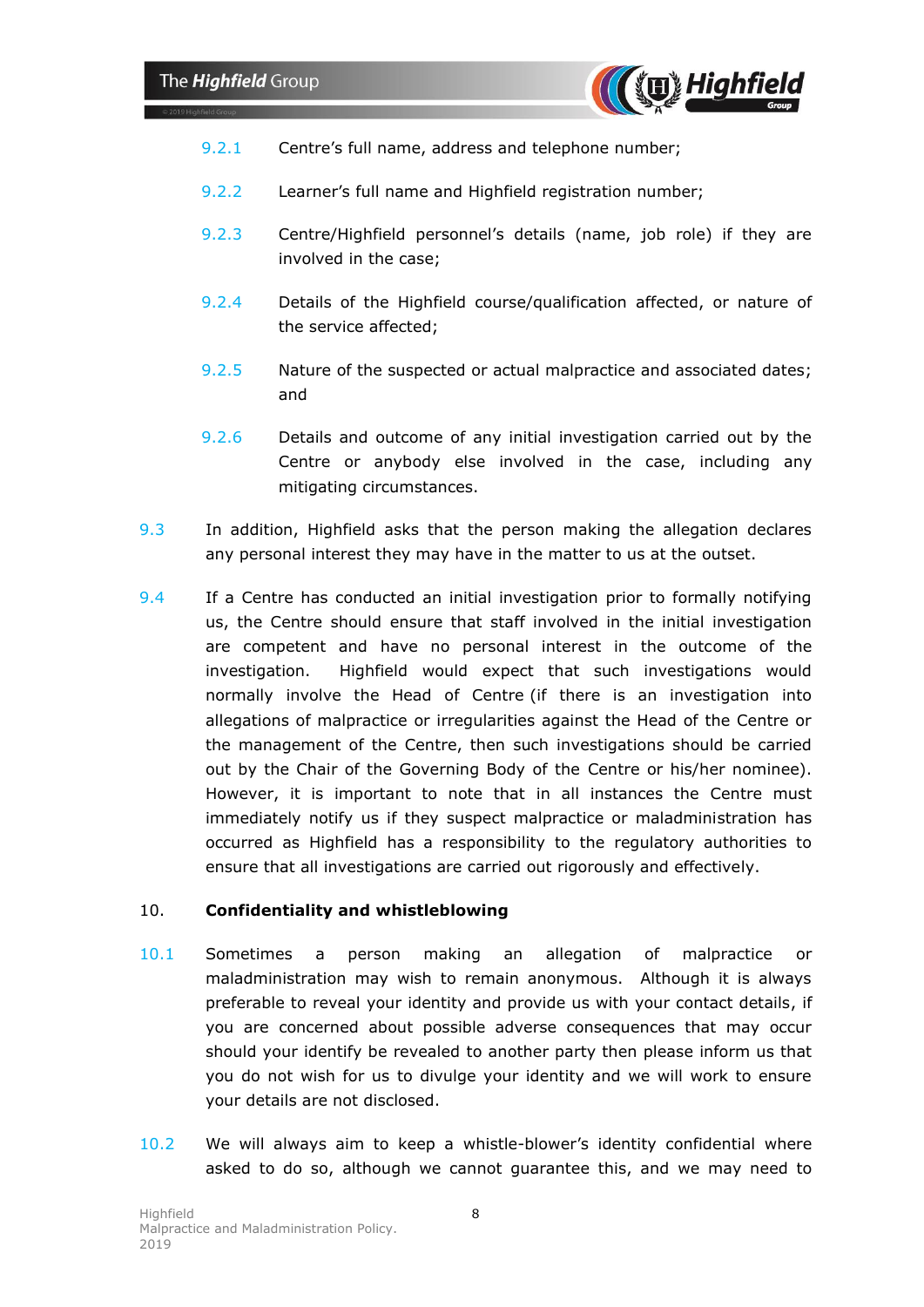9.2.1 Centre's full name, address and telephone number;

9.2.2 Learner's full name and Highfield registration number;

9.2.3 Centre/Highfield personnel's details (name, job role) if they are involved in the case;

9.2.4 Details of the Highfield course/qualification affected, or nature of the service affected;

9.2.5 Nature of the suspected or actual malpractice and associated dates; and

9.2.6 Details and outcome of any initial investigation carried out by the Centre or anybody else involved in the case, including any mitigating circumstances.

9.3 In addition, Highfield asks that the person making the allegation declares any personal interest they may have in the matter to us at the outset.

9.4 If a Centre has conducted an initial investigation prior to formally notifying us, the Centre should ensure that staff involved in the initial investigation are competent and have no personal interest in the outcome of the investigation. Highfield would expect that such investigations would normally involve the Head of Centre (if there is an investigation into allegations of malpractice or irregularities against the Head of the Centre or the management of the Centre, then such investigations should be carried out by the Chair of the Governing Body of the Centre or his/her nominee). However, it is important to note that in all instances the Centre must immediately notify us if they suspect malpractice or maladministration has occurred as Highfield has a responsibility to the regulatory authorities to ensure that all investigations are carried out rigorously and effectively.

## 10. Confidentiality and whistleblowing

10.1 Sometimes a person making an allegation of malpractice or maladministration may wish to remain anonymous. Although it is always preferable to reveal your identity and provide us with your contact details, if you are concerned about possible adverse consequences that may occur should your identify be revealed to another party then please inform us that you do not wish for us to divulge your identity and we will work to ensure your details are not disclosed.

10.2 We will always aim to keep a whistle-blower's identity confidential where asked to do so, although we cannot guarantee this, and we may need to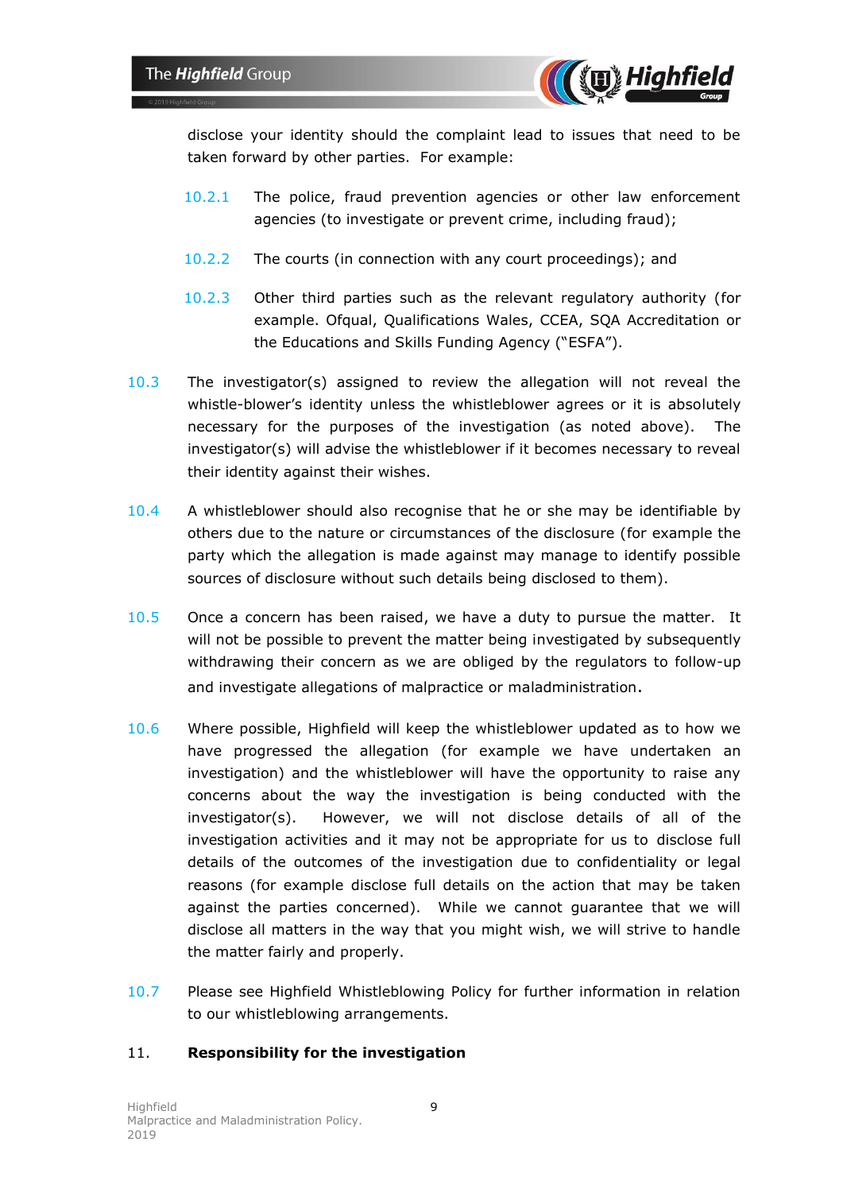disclose your identity should the complaint lead to issues that need to be taken forward by other parties. For example:

10.2.1 The police, fraud prevention agencies or other law enforcement agencies (to investigate or prevent crime, including fraud);

10.2.2 The courts (in connection with any court proceedings); and

10.2.3 Other third parties such as the relevant regulatory authority (for example. Ofqual, Qualifications Wales, CCEA, SQA Accreditation or the Educations and Skills Funding Agency ("ESFA").

10.3 The investigator(s) assigned to review the allegation will not reveal the whistle-blower's identity unless the whistleblower agrees or it is absolutely necessary for the purposes of the investigation (as noted above). The investigator(s) will advise the whistleblower if it becomes necessary to reveal their identity against their wishes.

10.4 A whistleblower should also recognise that he or she may be identifiable by others due to the nature or circumstances of the disclosure (for example the party which the allegation is made against may manage to identify possible sources of disclosure without such details being disclosed to them).

10.5 Once a concern has been raised, we have a duty to pursue the matter. It will not be possible to prevent the matter being investigated by subsequently withdrawing their concern as we are obliged by the regulators to follow-up and investigate allegations of malpractice or maladministration.

10.6 Where possible, Highfield will keep the whistleblower updated as to how we have progressed the allegation (for example we have undertaken an investigation) and the whistleblower will have the opportunity to raise any concerns about the way the investigation is being conducted with the investigator(s). However, we will not disclose details of all of the investigation activities and it may not be appropriate for us to disclose full details of the outcomes of the investigation due to confidentiality or legal reasons (for example disclose full details on the action that may be taken against the parties concerned). While we cannot guarantee that we will disclose all matters in the way that you might wish, we will strive to handle the matter fairly and properly.

10.7 Please see Highfield Whistleblowing Policy for further information in relation to our whistleblowing arrangements.

## 11. Responsibility for the investigation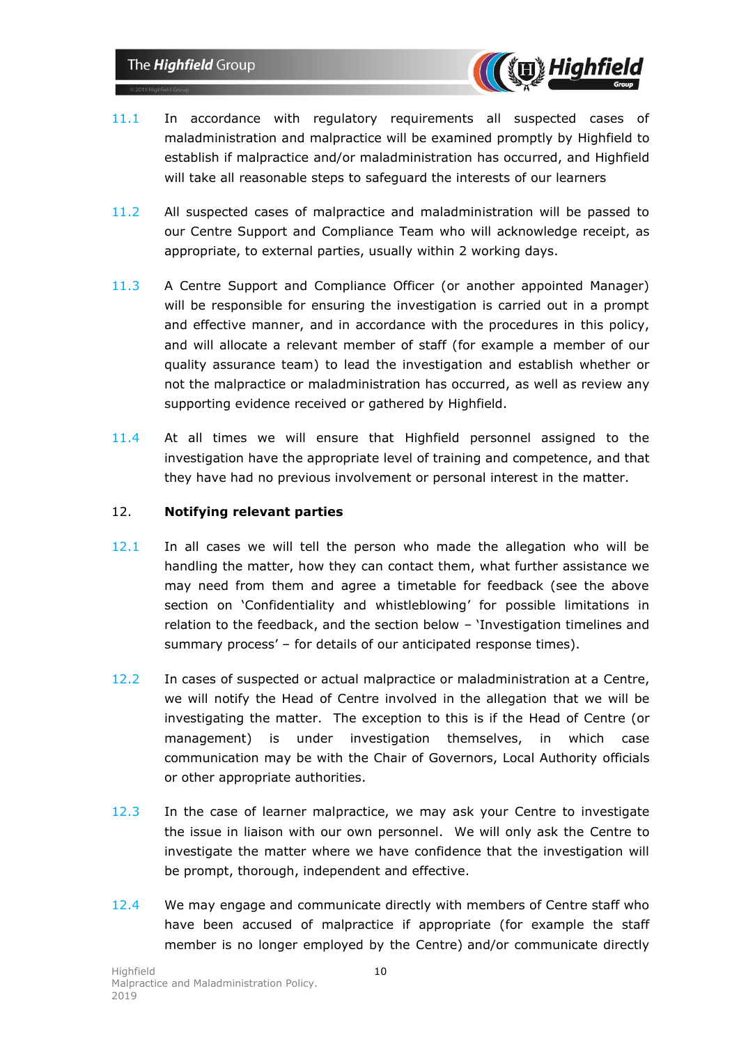11.1 In accordance with regulatory requirements all suspected cases of maladministration and malpractice will be examined promptly by Highfield to establish if malpractice and/or maladministration has occurred, and Highfield will take all reasonable steps to safeguard the interests of our learners

11.2 All suspected cases of malpractice and maladministration will be passed to our Centre Support and Compliance Team who will acknowledge receipt, as appropriate, to external parties, usually within 2 working days.

11.3 A Centre Support and Compliance Officer (or another appointed Manager) will be responsible for ensuring the investigation is carried out in a prompt and effective manner, and in accordance with the procedures in this policy, and will allocate a relevant member of staff (for example a member of our quality assurance team) to lead the investigation and establish whether or not the malpractice or maladministration has occurred, as well as review any supporting evidence received or gathered by Highfield.

11.4 At all times we will ensure that Highfield personnel assigned to the investigation have the appropriate level of training and competence, and that they have had no previous involvement or personal interest in the matter.

## 12. Notifying relevant parties

12.1 In all cases we will tell the person who made the allegation who will be handling the matter, how they can contact them, what further assistance we may need from them and agree a timetable for feedback (see the above section on 'Confidentiality and whistleblowing' for possible limitations in relation to the feedback, and the section below – 'Investigation timelines and summary process' – for details of our anticipated response times).

12.2 In cases of suspected or actual malpractice or maladministration at a Centre, we will notify the Head of Centre involved in the allegation that we will be investigating the matter. The exception to this is if the Head of Centre (or management) is under investigation themselves, in which case communication may be with the Chair of Governors, Local Authority officials or other appropriate authorities.

12.3 In the case of learner malpractice, we may ask your Centre to investigate the issue in liaison with our own personnel. We will only ask the Centre to investigate the matter where we have confidence that the investigation will be prompt, thorough, independent and effective.

12.4 We may engage and communicate directly with members of Centre staff who have been accused of malpractice if appropriate (for example the staff member is no longer employed by the Centre) and/or communicate directly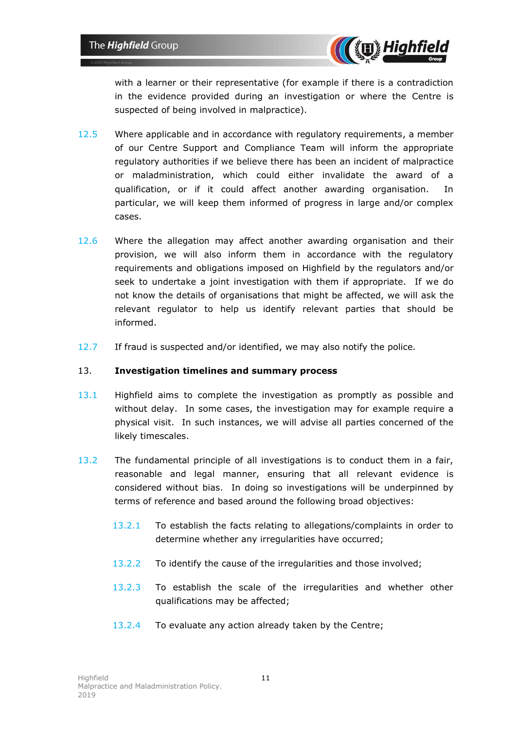with a learner or their representative (for example if there is a contradiction in the evidence provided during an investigation or where the Centre is suspected of being involved in malpractice).

12.5 Where applicable and in accordance with regulatory requirements, a member of our Centre Support and Compliance Team will inform the appropriate regulatory authorities if we believe there has been an incident of malpractice or maladministration, which could either invalidate the award of a qualification, or if it could affect another awarding organisation. In particular, we will keep them informed of progress in large and/or complex cases.

12.6 Where the allegation may affect another awarding organisation and their provision, we will also inform them in accordance with the regulatory requirements and obligations imposed on Highfield by the regulators and/or seek to undertake a joint investigation with them if appropriate. If we do not know the details of organisations that might be affected, we will ask the relevant regulator to help us identify relevant parties that should be informed.

12.7 If fraud is suspected and/or identified, we may also notify the police.

## 13. Investigation timelines and summary process

13.1 Highfield aims to complete the investigation as promptly as possible and without delay. In some cases, the investigation may for example require a physical visit. In such instances, we will advise all parties concerned of the likely timescales.

13.2 The fundamental principle of all investigations is to conduct them in a fair, reasonable and legal manner, ensuring that all relevant evidence is considered without bias. In doing so investigations will be underpinned by terms of reference and based around the following broad objectives:

13.2.1 To establish the facts relating to allegations/complaints in order to determine whether any irregularities have occurred;

13.2.2 To identify the cause of the irregularities and those involved;

13.2.3 To establish the scale of the irregularities and whether other qualifications may be affected;

13.2.4 To evaluate any action already taken by the Centre;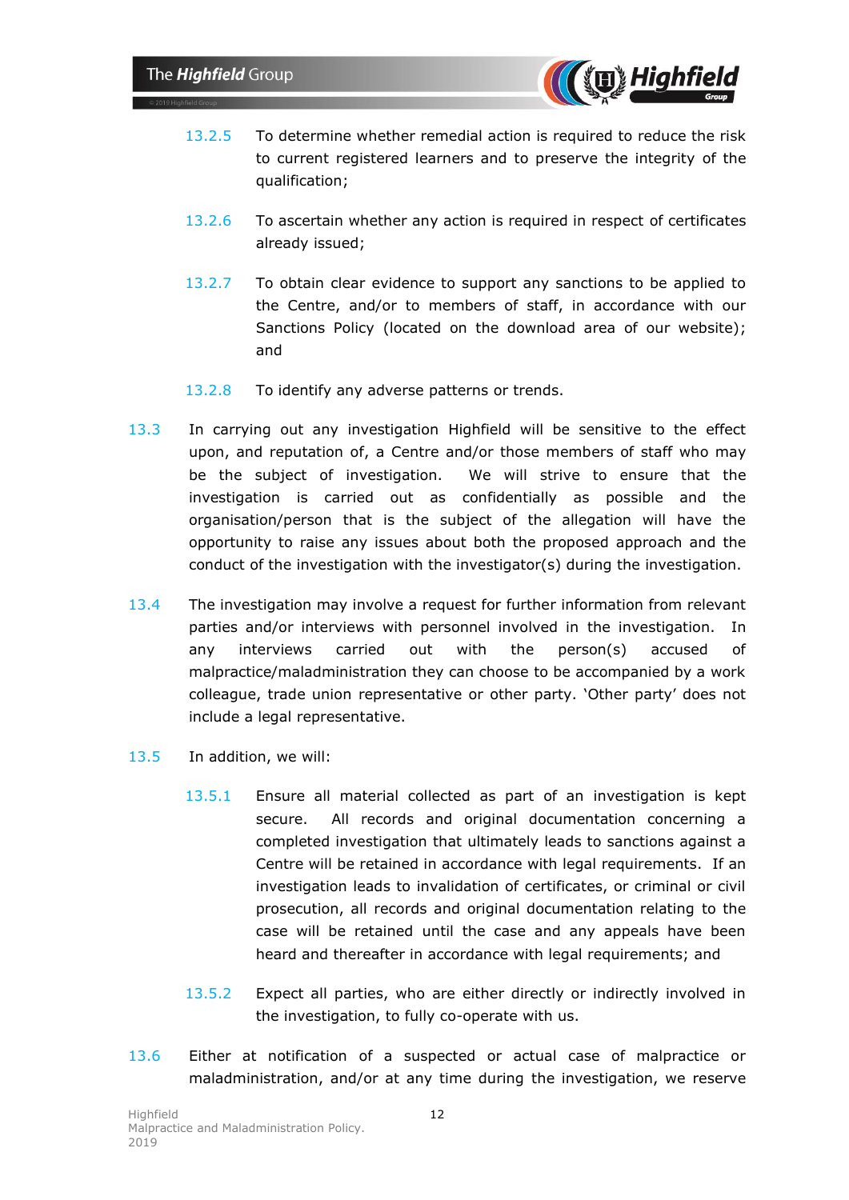13.2.5 To determine whether remedial action is required to reduce the risk to current registered learners and to preserve the integrity of the qualification;

13.2.6 To ascertain whether any action is required in respect of certificates already issued;

13.2.7 To obtain clear evidence to support any sanctions to be applied to the Centre, and/or to members of staff, in accordance with our Sanctions Policy (located on the download area of our website); and

13.2.8 To identify any adverse patterns or trends.

13.3 In carrying out any investigation Highfield will be sensitive to the effect upon, and reputation of, a Centre and/or those members of staff who may be the subject of investigation. We will strive to ensure that the investigation is carried out as confidentially as possible and the organisation/person that is the subject of the allegation will have the opportunity to raise any issues about both the proposed approach and the conduct of the investigation with the investigator(s) during the investigation.

13.4 The investigation may involve a request for further information from relevant parties and/or interviews with personnel involved in the investigation. In any interviews carried out with the person(s) accused of malpractice/maladministration they can choose to be accompanied by a work colleague, trade union representative or other party. 'Other party' does not include a legal representative.

13.5 In addition, we will:

13.5.1 Ensure all material collected as part of an investigation is kept secure. All records and original documentation concerning a completed investigation that ultimately leads to sanctions against a Centre will be retained in accordance with legal requirements. If an investigation leads to invalidation of certificates, or criminal or civil prosecution, all records and original documentation relating to the case will be retained until the case and any appeals have been heard and thereafter in accordance with legal requirements; and

13.5.2 Expect all parties, who are either directly or indirectly involved in the investigation, to fully co-operate with us.

13.6 Either at notification of a suspected or actual case of malpractice or maladministration, and/or at any time during the investigation, we reserve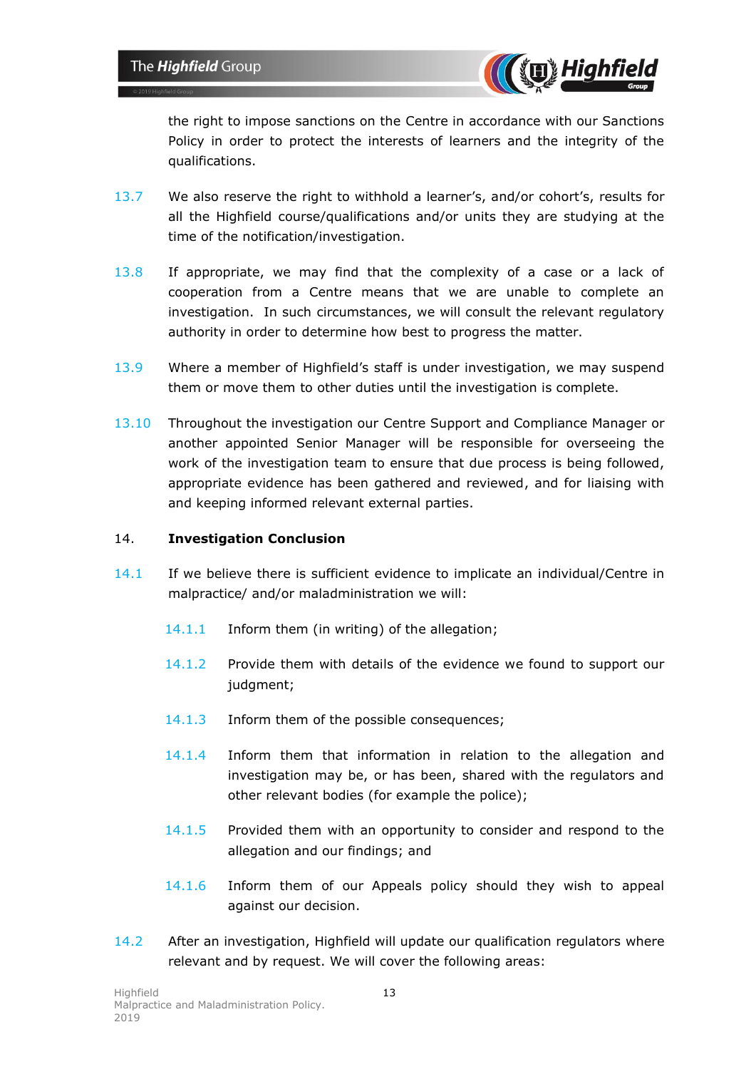the right to impose sanctions on the Centre in accordance with our Sanctions Policy in order to protect the interests of learners and the integrity of the qualifications.

13.7 We also reserve the right to withhold a learner's, and/or cohort's, results for all the Highfield course/qualifications and/or units they are studying at the time of the notification/investigation.

13.8 If appropriate, we may find that the complexity of a case or a lack of cooperation from a Centre means that we are unable to complete an investigation. In such circumstances, we will consult the relevant regulatory authority in order to determine how best to progress the matter.

13.9 Where a member of Highfield's staff is under investigation, we may suspend them or move them to other duties until the investigation is complete.

13.10 Throughout the investigation our Centre Support and Compliance Manager or another appointed Senior Manager will be responsible for overseeing the work of the investigation team to ensure that due process is being followed, appropriate evidence has been gathered and reviewed, and for liaising with and keeping informed relevant external parties.

## 14. Investigation Conclusion

14.1 If we believe there is sufficient evidence to implicate an individual/Centre in malpractice/ and/or maladministration we will:

- 14.1.1 Inform them (in writing) of the allegation;
- 14.1.2 Provide them with details of the evidence we found to support our judgment;
- 14.1.3 Inform them of the possible consequences;
- 14.1.4 Inform them that information in relation to the allegation and investigation may be, or has been, shared with the regulators and other relevant bodies (for example the police);
- 14.1.5 Provided them with an opportunity to consider and respond to the allegation and our findings; and
- 14.1.6 Inform them of our Appeals policy should they wish to appeal against our decision.

14.2 After an investigation, Highfield will update our qualification regulators where relevant and by request. We will cover the following areas: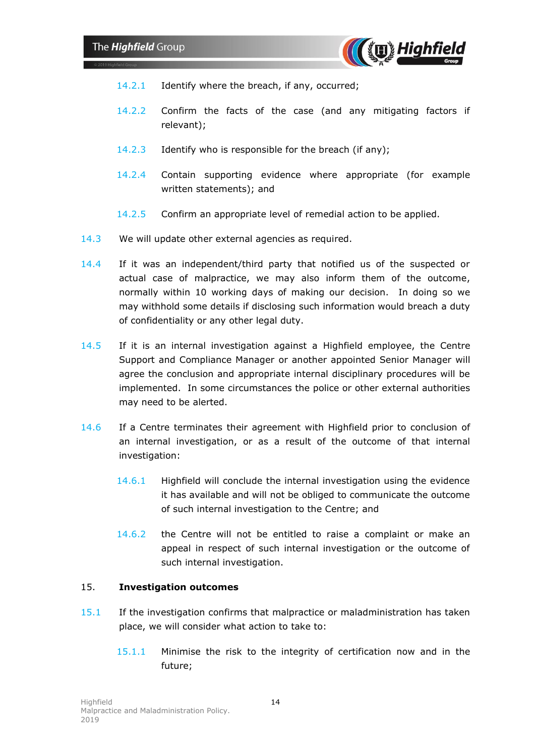14.2.1 Identify where the breach, if any, occurred;

14.2.2 Confirm the facts of the case (and any mitigating factors if relevant);

14.2.3 Identify who is responsible for the breach (if any);

14.2.4 Contain supporting evidence where appropriate (for example written statements); and

14.2.5 Confirm an appropriate level of remedial action to be applied.

14.3 We will update other external agencies as required.

14.4 If it was an independent/third party that notified us of the suspected or actual case of malpractice, we may also inform them of the outcome, normally within 10 working days of making our decision. In doing so we may withhold some details if disclosing such information would breach a duty of confidentiality or any other legal duty.

14.5 If it is an internal investigation against a Highfield employee, the Centre Support and Compliance Manager or another appointed Senior Manager will agree the conclusion and appropriate internal disciplinary procedures will be implemented. In some circumstances the police or other external authorities may need to be alerted.

14.6 If a Centre terminates their agreement with Highfield prior to conclusion of an internal investigation, or as a result of the outcome of that internal investigation:

14.6.1 Highfield will conclude the internal investigation using the evidence it has available and will not be obliged to communicate the outcome of such internal investigation to the Centre; and

14.6.2 the Centre will not be entitled to raise a complaint or make an appeal in respect of such internal investigation or the outcome of such internal investigation.

## 15. Investigation outcomes

15.1 If the investigation confirms that malpractice or maladministration has taken place, we will consider what action to take to:

15.1.1 Minimise the risk to the integrity of certification now and in the future;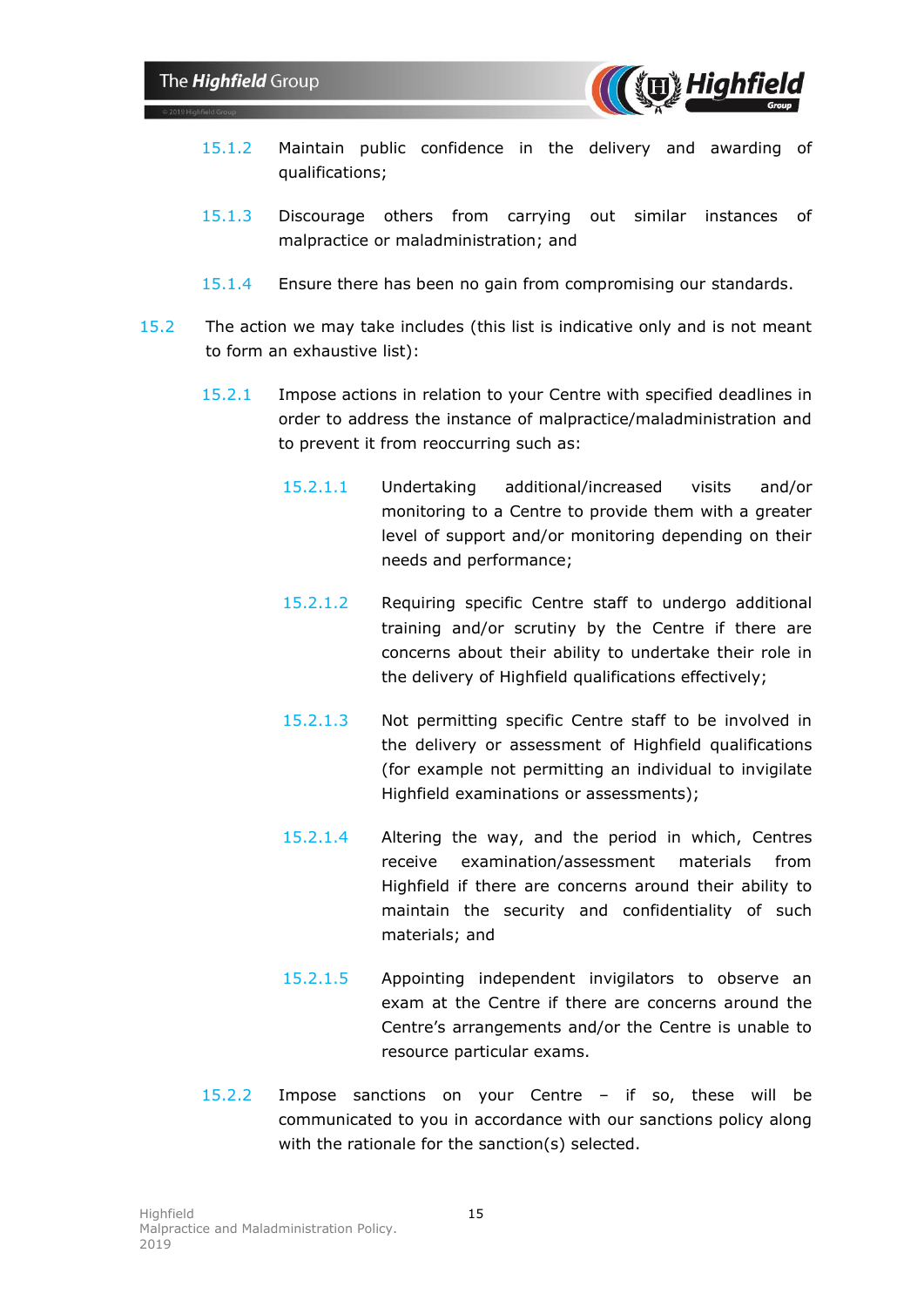15.1.2 Maintain public confidence in the delivery and awarding of qualifications;

15.1.3 Discourage others from carrying out similar instances of malpractice or maladministration; and

15.1.4 Ensure there has been no gain from compromising our standards.

15.2 The action we may take includes (this list is indicative only and is not meant to form an exhaustive list):

15.2.1 Impose actions in relation to your Centre with specified deadlines in order to address the instance of malpractice/maladministration and to prevent it from reoccurring such as:

15.2.1.1 Undertaking additional/increased visits and/or monitoring to a Centre to provide them with a greater level of support and/or monitoring depending on their needs and performance;

15.2.1.2 Requiring specific Centre staff to undergo additional training and/or scrutiny by the Centre if there are concerns about their ability to undertake their role in the delivery of Highfield qualifications effectively;

15.2.1.3 Not permitting specific Centre staff to be involved in the delivery or assessment of Highfield qualifications (for example not permitting an individual to invigilate Highfield examinations or assessments);

15.2.1.4 Altering the way, and the period in which, Centres receive examination/assessment materials from Highfield if there are concerns around their ability to maintain the security and confidentiality of such materials; and

15.2.1.5 Appointing independent invigilators to observe an exam at the Centre if there are concerns around the Centre's arrangements and/or the Centre is unable to resource particular exams.

15.2.2 Impose sanctions on your Centre – if so, these will be communicated to you in accordance with our sanctions policy along with the rationale for the sanction(s) selected.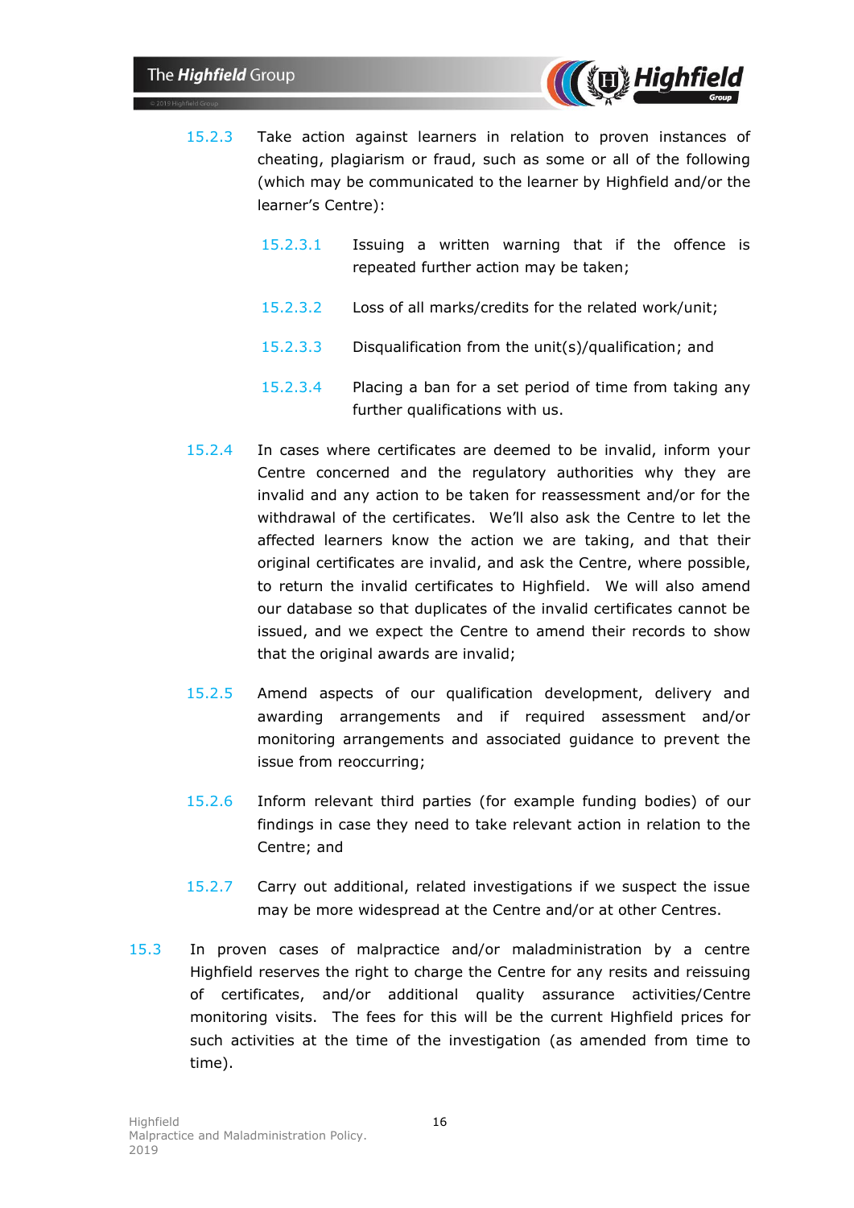15.2.3 Take action against learners in relation to proven instances of cheating, plagiarism or fraud, such as some or all of the following (which may be communicated to the learner by Highfield and/or the learner's Centre):

15.2.3.1 Issuing a written warning that if the offence is repeated further action may be taken;

15.2.3.2 Loss of all marks/credits for the related work/unit;

15.2.3.3 Disqualification from the unit(s)/qualification; and

15.2.3.4 Placing a ban for a set period of time from taking any further qualifications with us.

15.2.4 In cases where certificates are deemed to be invalid, inform your Centre concerned and the regulatory authorities why they are invalid and any action to be taken for reassessment and/or for the withdrawal of the certificates. We'll also ask the Centre to let the affected learners know the action we are taking, and that their original certificates are invalid, and ask the Centre, where possible, to return the invalid certificates to Highfield. We will also amend our database so that duplicates of the invalid certificates cannot be issued, and we expect the Centre to amend their records to show that the original awards are invalid;

15.2.5 Amend aspects of our qualification development, delivery and awarding arrangements and if required assessment and/or monitoring arrangements and associated guidance to prevent the issue from reoccurring;

15.2.6 Inform relevant third parties (for example funding bodies) of our findings in case they need to take relevant action in relation to the Centre; and

15.2.7 Carry out additional, related investigations if we suspect the issue may be more widespread at the Centre and/or at other Centres.

15.3 In proven cases of malpractice and/or maladministration by a centre Highfield reserves the right to charge the Centre for any resits and reissuing of certificates, and/or additional quality assurance activities/Centre monitoring visits. The fees for this will be the current Highfield prices for such activities at the time of the investigation (as amended from time to time).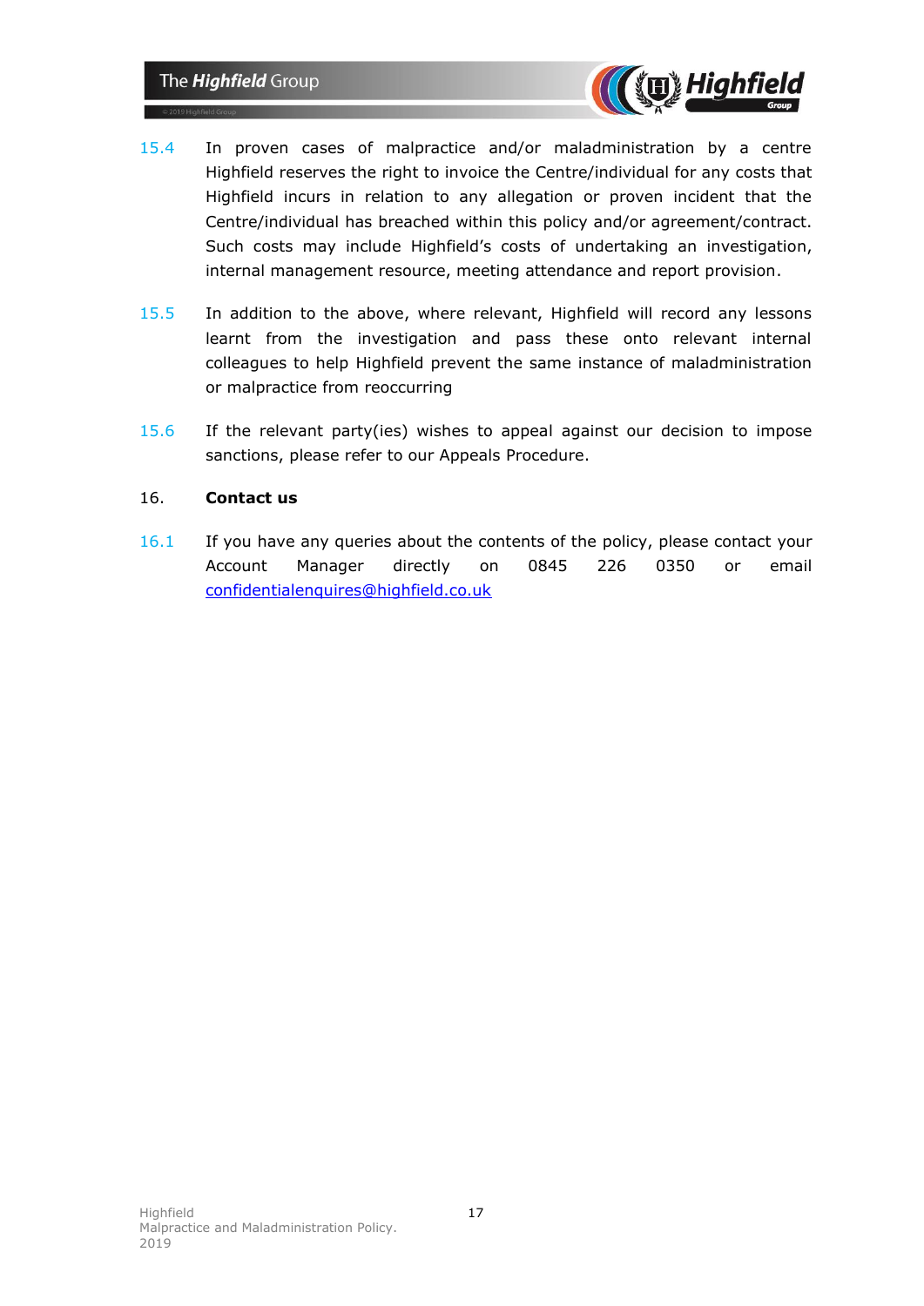15.4 In proven cases of malpractice and/or maladministration by a centre Highfield reserves the right to invoice the Centre/individual for any costs that Highfield incurs in relation to any allegation or proven incident that the Centre/individual has breached within this policy and/or agreement/contract. Such costs may include Highfield's costs of undertaking an investigation, internal management resource, meeting attendance and report provision.

15.5 In addition to the above, where relevant, Highfield will record any lessons learnt from the investigation and pass these onto relevant internal colleagues to help Highfield prevent the same instance of maladministration or malpractice from reoccurring

15.6 If the relevant party(ies) wishes to appeal against our decision to impose sanctions, please refer to our Appeals Procedure.

## 16. Contact us

16.1 If you have any queries about the contents of the policy, please contact your Account Manager directly on 0845 226 0350 or email [confidentialenquires@highfield.co.uk](mailto:confidentialenquires@highfield.co.uk)